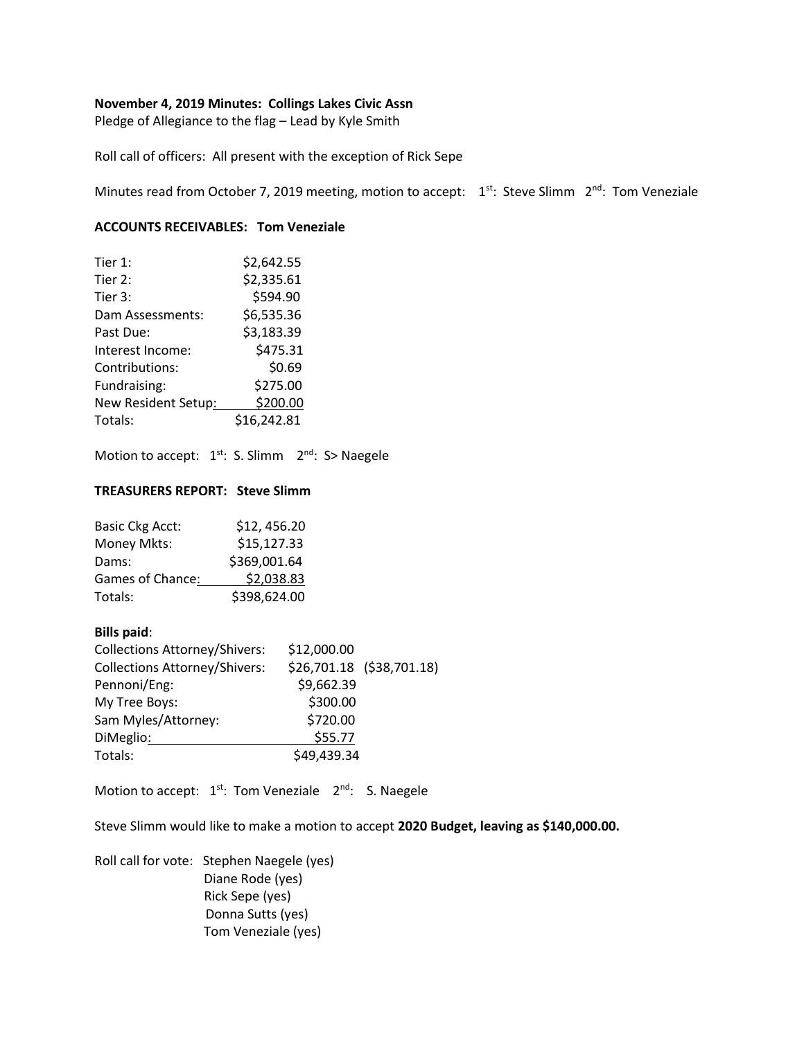**November 4, 2019 Minutes: Collings Lakes Civic Assn**

Pledge of Allegiance to the flag – Lead by Kyle Smith

Roll call of officers: All present with the exception of Rick Sepe

Minutes read from October 7, 2019 meeting, motion to accept: 1st: Steve Slimm 2nd: Tom Veneziale

**ACCOUNTS RECEIVABLES: Tom Veneziale**

| | |
|---|---|
| Tier 1: | $2,642.55 |
| Tier 2: | $2,335.61 |
| Tier 3: | $594.90 |
| Dam Assessments: | $6,535.36 |
| Past Due: | $3,183.39 |
| Interest Income: | $475.31 |
| Contributions: | $0.69 |
| Fundraising: | $275.00 |
| New Resident Setup: | $200.00 |
| Totals: | $16,242.81 |

Motion to accept: 1st: S. Slimm 2nd: S> Naegele

**TREASURERS REPORT: Steve Slimm**

| | |
|---|---|
| Basic Ckg Acct: | $12, 456.20 |
| Money Mkts: | $15,127.33 |
| Dams: | $369,001.64 |
| Games of Chance: | $2,038.83 |
| Totals: | $398,624.00 |

**Bills paid**:

| | | |
|---|---|---|
| Collections Attorney/Shivers: | $12,000.00 | |
| Collections Attorney/Shivers: | $26,701.18 | ($38,701.18) |
| Pennoni/Eng: | $9,662.39 | |
| My Tree Boys: | $300.00 | |
| Sam Myles/Attorney: | $720.00 | |
| DiMeglio: | $55.77 | |
| Totals: | $49,439.34 | |

Motion to accept: 1st: Tom Veneziale 2nd: S. Naegele

Steve Slimm would like to make a motion to accept **2020 Budget, leaving as $140,000.00.**

Roll call for vote: Stephen Naegele (yes)
Diane Rode (yes)
Rick Sepe (yes)
Donna Sutts (yes)
Tom Veneziale (yes)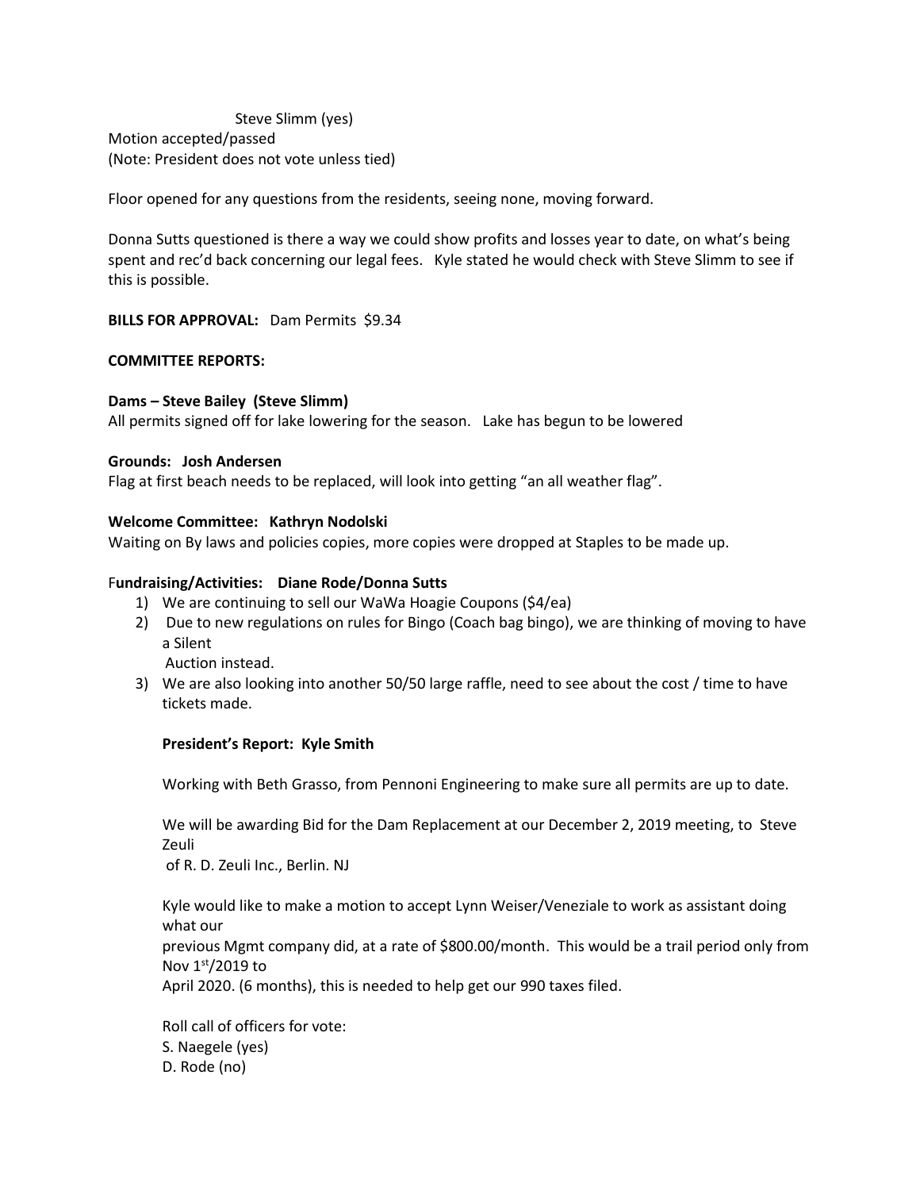Steve Slimm (yes)
Motion accepted/passed
(Note: President does not vote unless tied)

Floor opened for any questions from the residents, seeing none, moving forward.

Donna Sutts questioned is there a way we could show profits and losses year to date, on what's being spent and rec'd back concerning our legal fees. Kyle stated he would check with Steve Slimm to see if this is possible.

**BILLS FOR APPROVAL:** Dam Permits $9.34

**COMMITTEE REPORTS:**

**Dams – Steve Bailey (Steve Slimm)**
All permits signed off for lake lowering for the season. Lake has begun to be lowered

**Grounds: Josh Andersen**
Flag at first beach needs to be replaced, will look into getting "an all weather flag".

**Welcome Committee: Kathryn Nodolski**
Waiting on By laws and policies copies, more copies were dropped at Staples to be made up.

F**undraising/Activities: Diane Rode/Donna Sutts**

1) We are continuing to sell our WaWa Hoagie Coupons ($4/ea)
2) Due to new regulations on rules for Bingo (Coach bag bingo), we are thinking of moving to have a Silent
 Auction instead.
3) We are also looking into another 50/50 large raffle, need to see about the cost / time to have tickets made.

**President's Report: Kyle Smith**

Working with Beth Grasso, from Pennoni Engineering to make sure all permits are up to date.

We will be awarding Bid for the Dam Replacement at our December 2, 2019 meeting, to Steve Zeuli
of R. D. Zeuli Inc., Berlin. NJ

Kyle would like to make a motion to accept Lynn Weiser/Veneziale to work as assistant doing what our
previous Mgmt company did, at a rate of $800.00/month. This would be a trail period only from Nov 1st/2019 to
April 2020. (6 months), this is needed to help get our 990 taxes filed.

Roll call of officers for vote:
S. Naegele (yes)
D. Rode (no)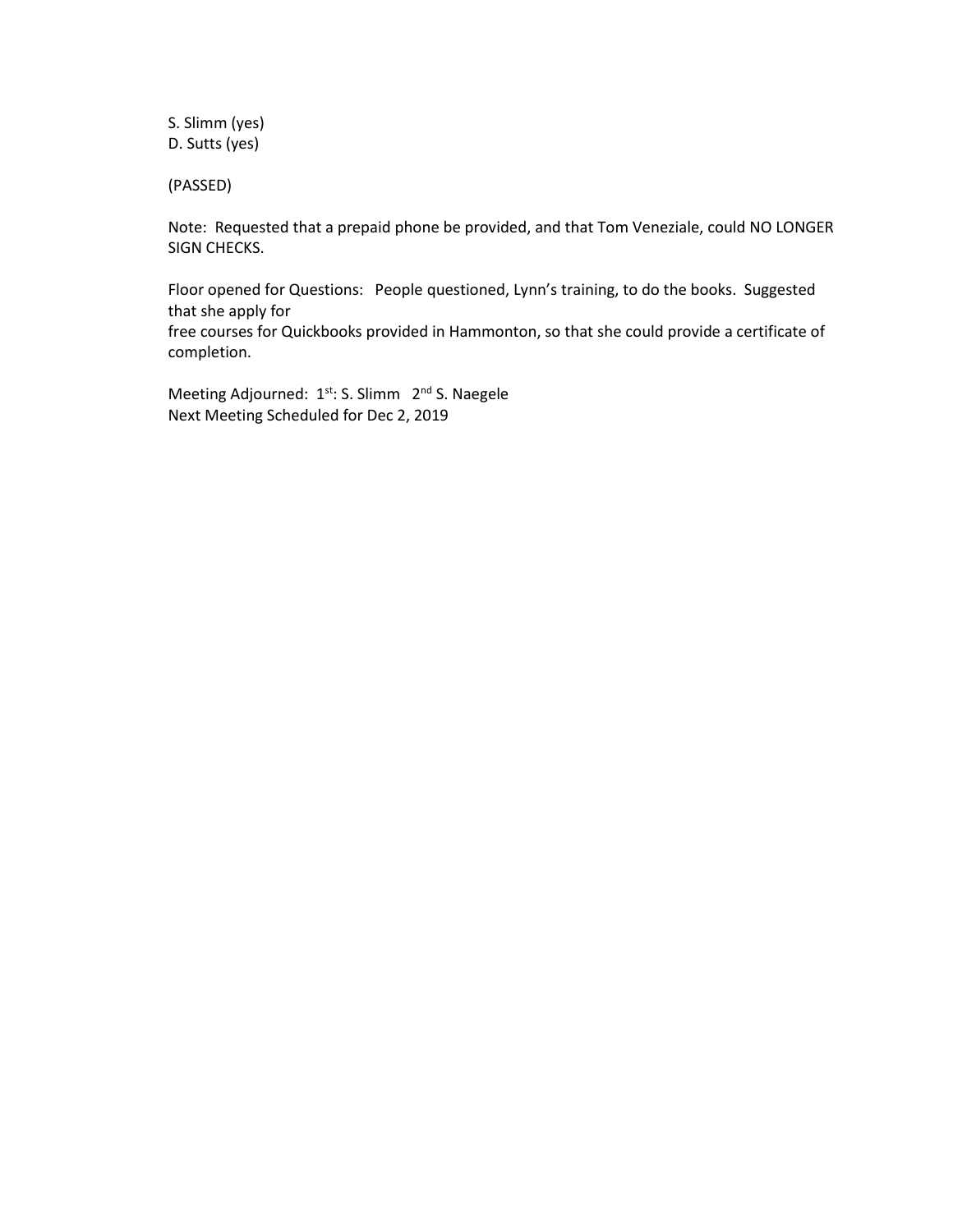S. Slimm (yes)
D. Sutts (yes)

(PASSED)

Note: Requested that a prepaid phone be provided, and that Tom Veneziale, could NO LONGER SIGN CHECKS.

Floor opened for Questions: People questioned, Lynn's training, to do the books. Suggested that she apply for
free courses for Quickbooks provided in Hammonton, so that she could provide a certificate of completion.

Meeting Adjourned: 1st: S. Slimm 2nd S. Naegele
Next Meeting Scheduled for Dec 2, 2019